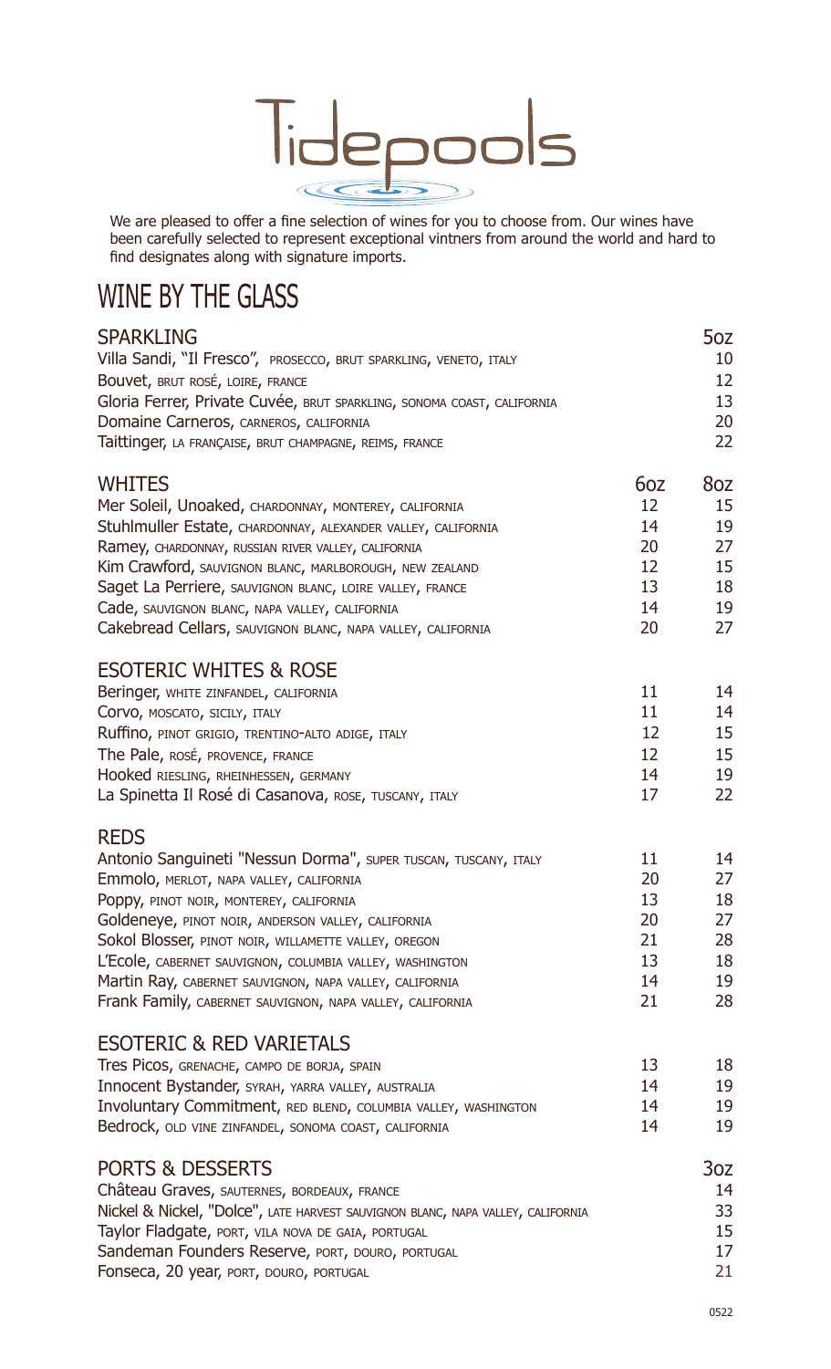# Tidepools

We are pleased to offer a fine selection of wines for you to choose from. Our wines have been carefully selected to represent exceptional vintners from around the world and hard to find designates along with signature imports.

## WINE BY THE GLASS

| SPARKLING | 5oz |
|---|---|
| Villa Sandi, "Il Fresco", PROSECCO, BRUT SPARKLING, VENETO, ITALY | 10 |
| Bouvet, BRUT ROSÉ, LOIRE, FRANCE | 12 |
| Gloria Ferrer, Private Cuvée, BRUT SPARKLING, SONOMA COAST, CALIFORNIA | 13 |
| Domaine Carneros, CARNEROS, CALIFORNIA | 20 |
| Taittinger, LA FRANÇAISE, BRUT CHAMPAGNE, REIMS, FRANCE | 22 |

| WHITES | 6oz | 8oz |
|---|---|---|
| Mer Soleil, Unoaked, CHARDONNAY, MONTEREY, CALIFORNIA | 12 | 15 |
| Stuhlmuller Estate, CHARDONNAY, ALEXANDER VALLEY, CALIFORNIA | 14 | 19 |
| Ramey, CHARDONNAY, RUSSIAN RIVER VALLEY, CALIFORNIA | 20 | 27 |
| Kim Crawford, SAUVIGNON BLANC, MARLBOROUGH, NEW ZEALAND | 12 | 15 |
| Saget La Perriere, SAUVIGNON BLANC, LOIRE VALLEY, FRANCE | 13 | 18 |
| Cade, SAUVIGNON BLANC, NAPA VALLEY, CALIFORNIA | 14 | 19 |
| Cakebread Cellars, SAUVIGNON BLANC, NAPA VALLEY, CALIFORNIA | 20 | 27 |

| ESOTERIC WHITES & ROSE | | |
|---|---|---|
| Beringer, WHITE ZINFANDEL, CALIFORNIA | 11 | 14 |
| Corvo, MOSCATO, SICILY, ITALY | 11 | 14 |
| Ruffino, PINOT GRIGIO, TRENTINO-ALTO ADIGE, ITALY | 12 | 15 |
| The Pale, ROSÉ, PROVENCE, FRANCE | 12 | 15 |
| Hooked RIESLING, RHEINHESSEN, GERMANY | 14 | 19 |
| La Spinetta Il Rosé di Casanova, ROSE, TUSCANY, ITALY | 17 | 22 |

| REDS | | |
|---|---|---|
| Antonio Sanguineti "Nessun Dorma", SUPER TUSCAN, TUSCANY, ITALY | 11 | 14 |
| Emmolo, MERLOT, NAPA VALLEY, CALIFORNIA | 20 | 27 |
| Poppy, PINOT NOIR, MONTEREY, CALIFORNIA | 13 | 18 |
| Goldeneye, PINOT NOIR, ANDERSON VALLEY, CALIFORNIA | 20 | 27 |
| Sokol Blosser, PINOT NOIR, WILLAMETTE VALLEY, OREGON | 21 | 28 |
| L'Ecole, CABERNET SAUVIGNON, COLUMBIA VALLEY, WASHINGTON | 13 | 18 |
| Martin Ray, CABERNET SAUVIGNON, NAPA VALLEY, CALIFORNIA | 14 | 19 |
| Frank Family, CABERNET SAUVIGNON, NAPA VALLEY, CALIFORNIA | 21 | 28 |

| ESOTERIC & RED VARIETALS | | |
|---|---|---|
| Tres Picos, GRENACHE, CAMPO DE BORJA, SPAIN | 13 | 18 |
| Innocent Bystander, SYRAH, YARRA VALLEY, AUSTRALIA | 14 | 19 |
| Involuntary Commitment, RED BLEND, COLUMBIA VALLEY, WASHINGTON | 14 | 19 |
| Bedrock, OLD VINE ZINFANDEL, SONOMA COAST, CALIFORNIA | 14 | 19 |

| PORTS & DESSERTS | 3oz |
|---|---|
| Château Graves, SAUTERNES, BORDEAUX, FRANCE | 14 |
| Nickel & Nickel, "Dolce", LATE HARVEST SAUVIGNON BLANC, NAPA VALLEY, CALIFORNIA | 33 |
| Taylor Fladgate, PORT, VILA NOVA DE GAIA, PORTUGAL | 15 |
| Sandeman Founders Reserve, PORT, DOURO, PORTUGAL | 17 |
| Fonseca, 20 year, PORT, DOURO, PORTUGAL | 21 |

0522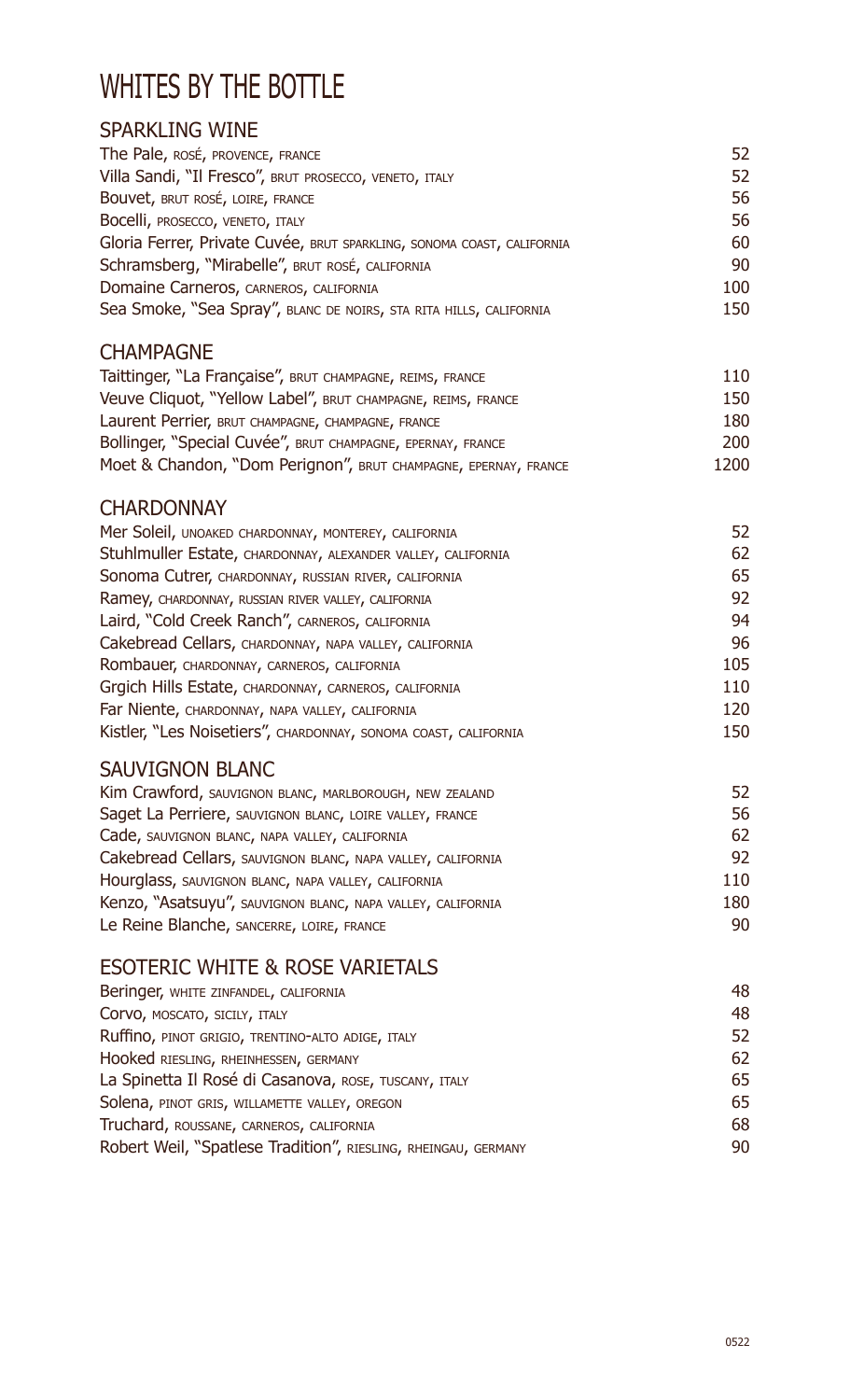# WHITES BY THE BOTTLE

## SPARKLING WINE

| | |
|---|---|
| The Pale, ROSÉ, PROVENCE, FRANCE | 52 |
| Villa Sandi, "Il Fresco", BRUT PROSECCO, VENETO, ITALY | 52 |
| Bouvet, BRUT ROSÉ, LOIRE, FRANCE | 56 |
| Bocelli, PROSECCO, VENETO, ITALY | 56 |
| Gloria Ferrer, Private Cuvée, BRUT SPARKLING, SONOMA COAST, CALIFORNIA | 60 |
| Schramsberg, "Mirabelle", BRUT ROSÉ, CALIFORNIA | 90 |
| Domaine Carneros, CARNEROS, CALIFORNIA | 100 |
| Sea Smoke, "Sea Spray", BLANC DE NOIRS, STA RITA HILLS, CALIFORNIA | 150 |

## CHAMPAGNE

| | |
|---|---|
| Taittinger, "La Française", BRUT CHAMPAGNE, REIMS, FRANCE | 110 |
| Veuve Cliquot, "Yellow Label", BRUT CHAMPAGNE, REIMS, FRANCE | 150 |
| Laurent Perrier, BRUT CHAMPAGNE, CHAMPAGNE, FRANCE | 180 |
| Bollinger, "Special Cuvée", BRUT CHAMPAGNE, EPERNAY, FRANCE | 200 |
| Moet & Chandon, "Dom Perignon", BRUT CHAMPAGNE, EPERNAY, FRANCE | 1200 |

## CHARDONNAY

| | |
|---|---|
| Mer Soleil, UNOAKED CHARDONNAY, MONTEREY, CALIFORNIA | 52 |
| Stuhlmuller Estate, CHARDONNAY, ALEXANDER VALLEY, CALIFORNIA | 62 |
| Sonoma Cutrer, CHARDONNAY, RUSSIAN RIVER, CALIFORNIA | 65 |
| Ramey, CHARDONNAY, RUSSIAN RIVER VALLEY, CALIFORNIA | 92 |
| Laird, "Cold Creek Ranch", CARNEROS, CALIFORNIA | 94 |
| Cakebread Cellars, CHARDONNAY, NAPA VALLEY, CALIFORNIA | 96 |
| Rombauer, CHARDONNAY, CARNEROS, CALIFORNIA | 105 |
| Grgich Hills Estate, CHARDONNAY, CARNEROS, CALIFORNIA | 110 |
| Far Niente, CHARDONNAY, NAPA VALLEY, CALIFORNIA | 120 |
| Kistler, "Les Noisetiers", CHARDONNAY, SONOMA COAST, CALIFORNIA | 150 |

## SAUVIGNON BLANC

| | |
|---|---|
| Kim Crawford, SAUVIGNON BLANC, MARLBOROUGH, NEW ZEALAND | 52 |
| Saget La Perriere, SAUVIGNON BLANC, LOIRE VALLEY, FRANCE | 56 |
| Cade, SAUVIGNON BLANC, NAPA VALLEY, CALIFORNIA | 62 |
| Cakebread Cellars, SAUVIGNON BLANC, NAPA VALLEY, CALIFORNIA | 92 |
| Hourglass, SAUVIGNON BLANC, NAPA VALLEY, CALIFORNIA | 110 |
| Kenzo, "Asatsuyu", SAUVIGNON BLANC, NAPA VALLEY, CALIFORNIA | 180 |
| Le Reine Blanche, SANCERRE, LOIRE, FRANCE | 90 |

## ESOTERIC WHITE & ROSE VARIETALS

| | |
|---|---|
| Beringer, WHITE ZINFANDEL, CALIFORNIA | 48 |
| Corvo, MOSCATO, SICILY, ITALY | 48 |
| Ruffino, PINOT GRIGIO, TRENTINO-ALTO ADIGE, ITALY | 52 |
| Hooked RIESLING, RHEINHESSEN, GERMANY | 62 |
| La Spinetta Il Rosé di Casanova, ROSE, TUSCANY, ITALY | 65 |
| Solena, PINOT GRIS, WILLAMETTE VALLEY, OREGON | 65 |
| Truchard, ROUSSANE, CARNEROS, CALIFORNIA | 68 |
| Robert Weil, "Spatlese Tradition", RIESLING, RHEINGAU, GERMANY | 90 |

0522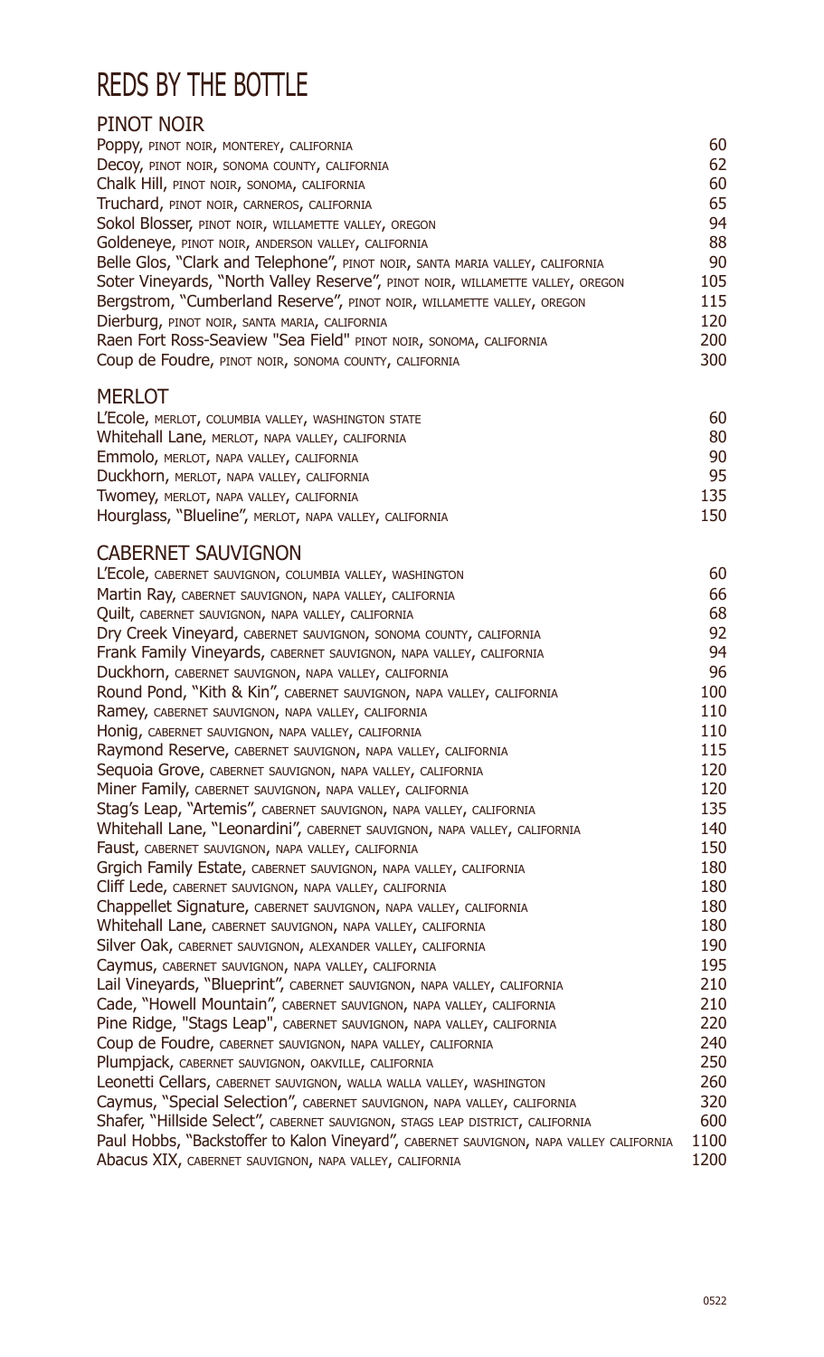# REDS BY THE BOTTLE

## PINOT NOIR

| | |
|---|---|
| Poppy, PINOT NOIR, MONTEREY, CALIFORNIA | 60 |
| Decoy, PINOT NOIR, SONOMA COUNTY, CALIFORNIA | 62 |
| Chalk Hill, PINOT NOIR, SONOMA, CALIFORNIA | 60 |
| Truchard, PINOT NOIR, CARNEROS, CALIFORNIA | 65 |
| Sokol Blosser, PINOT NOIR, WILLAMETTE VALLEY, OREGON | 94 |
| Goldeneye, PINOT NOIR, ANDERSON VALLEY, CALIFORNIA | 88 |
| Belle Glos, "Clark and Telephone", PINOT NOIR, SANTA MARIA VALLEY, CALIFORNIA | 90 |
| Soter Vineyards, "North Valley Reserve", PINOT NOIR, WILLAMETTE VALLEY, OREGON | 105 |
| Bergstrom, "Cumberland Reserve", PINOT NOIR, WILLAMETTE VALLEY, OREGON | 115 |
| Dierburg, PINOT NOIR, SANTA MARIA, CALIFORNIA | 120 |
| Raen Fort Ross-Seaview "Sea Field" PINOT NOIR, SONOMA, CALIFORNIA | 200 |
| Coup de Foudre, PINOT NOIR, SONOMA COUNTY, CALIFORNIA | 300 |

## MERLOT

| | |
|---|---|
| L'Ecole, MERLOT, COLUMBIA VALLEY, WASHINGTON STATE | 60 |
| Whitehall Lane, MERLOT, NAPA VALLEY, CALIFORNIA | 80 |
| Emmolo, MERLOT, NAPA VALLEY, CALIFORNIA | 90 |
| Duckhorn, MERLOT, NAPA VALLEY, CALIFORNIA | 95 |
| Twomey, MERLOT, NAPA VALLEY, CALIFORNIA | 135 |
| Hourglass, "Blueline", MERLOT, NAPA VALLEY, CALIFORNIA | 150 |

## CABERNET SAUVIGNON

| | |
|---|---|
| L'Ecole, CABERNET SAUVIGNON, COLUMBIA VALLEY, WASHINGTON | 60 |
| Martin Ray, CABERNET SAUVIGNON, NAPA VALLEY, CALIFORNIA | 66 |
| Quilt, CABERNET SAUVIGNON, NAPA VALLEY, CALIFORNIA | 68 |
| Dry Creek Vineyard, CABERNET SAUVIGNON, SONOMA COUNTY, CALIFORNIA | 92 |
| Frank Family Vineyards, CABERNET SAUVIGNON, NAPA VALLEY, CALIFORNIA | 94 |
| Duckhorn, CABERNET SAUVIGNON, NAPA VALLEY, CALIFORNIA | 96 |
| Round Pond, "Kith & Kin", CABERNET SAUVIGNON, NAPA VALLEY, CALIFORNIA | 100 |
| Ramey, CABERNET SAUVIGNON, NAPA VALLEY, CALIFORNIA | 110 |
| Honig, CABERNET SAUVIGNON, NAPA VALLEY, CALIFORNIA | 110 |
| Raymond Reserve, CABERNET SAUVIGNON, NAPA VALLEY, CALIFORNIA | 115 |
| Sequoia Grove, CABERNET SAUVIGNON, NAPA VALLEY, CALIFORNIA | 120 |
| Miner Family, CABERNET SAUVIGNON, NAPA VALLEY, CALIFORNIA | 120 |
| Stag's Leap, "Artemis", CABERNET SAUVIGNON, NAPA VALLEY, CALIFORNIA | 135 |
| Whitehall Lane, "Leonardini", CABERNET SAUVIGNON, NAPA VALLEY, CALIFORNIA | 140 |
| Faust, CABERNET SAUVIGNON, NAPA VALLEY, CALIFORNIA | 150 |
| Grgich Family Estate, CABERNET SAUVIGNON, NAPA VALLEY, CALIFORNIA | 180 |
| Cliff Lede, CABERNET SAUVIGNON, NAPA VALLEY, CALIFORNIA | 180 |
| Chappellet Signature, CABERNET SAUVIGNON, NAPA VALLEY, CALIFORNIA | 180 |
| Whitehall Lane, CABERNET SAUVIGNON, NAPA VALLEY, CALIFORNIA | 180 |
| Silver Oak, CABERNET SAUVIGNON, ALEXANDER VALLEY, CALIFORNIA | 190 |
| Caymus, CABERNET SAUVIGNON, NAPA VALLEY, CALIFORNIA | 195 |
| Lail Vineyards, "Blueprint", CABERNET SAUVIGNON, NAPA VALLEY, CALIFORNIA | 210 |
| Cade, "Howell Mountain", CABERNET SAUVIGNON, NAPA VALLEY, CALIFORNIA | 210 |
| Pine Ridge, "Stags Leap", CABERNET SAUVIGNON, NAPA VALLEY, CALIFORNIA | 220 |
| Coup de Foudre, CABERNET SAUVIGNON, NAPA VALLEY, CALIFORNIA | 240 |
| Plumpjack, CABERNET SAUVIGNON, OAKVILLE, CALIFORNIA | 250 |
| Leonetti Cellars, CABERNET SAUVIGNON, WALLA WALLA VALLEY, WASHINGTON | 260 |
| Caymus, "Special Selection", CABERNET SAUVIGNON, NAPA VALLEY, CALIFORNIA | 320 |
| Shafer, "Hillside Select", CABERNET SAUVIGNON, STAGS LEAP DISTRICT, CALIFORNIA | 600 |
| Paul Hobbs, "Backstoffer to Kalon Vineyard", CABERNET SAUVIGNON, NAPA VALLEY CALIFORNIA | 1100 |
| Abacus XIX, CABERNET SAUVIGNON, NAPA VALLEY, CALIFORNIA | 1200 |

0522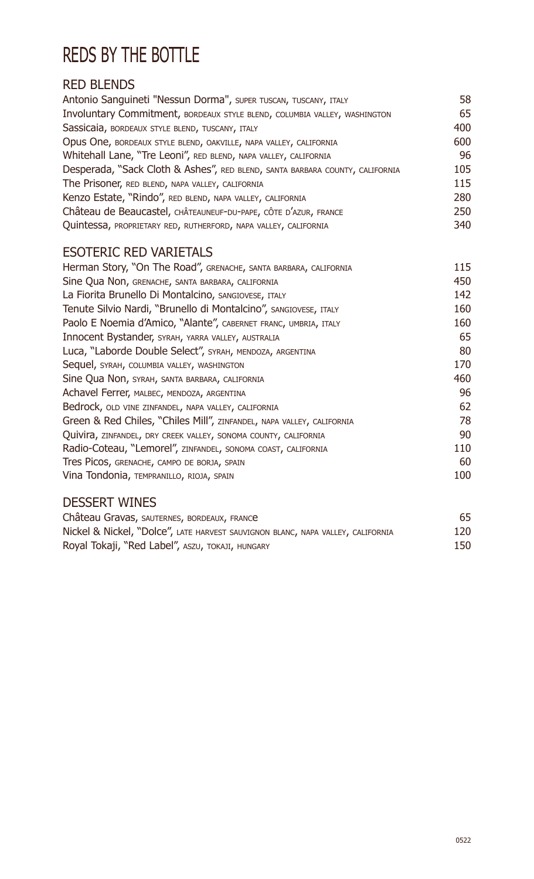# REDS BY THE BOTTLE

## RED BLENDS

| | |
|---|---|
| Antonio Sanguineti "Nessun Dorma", SUPER TUSCAN, TUSCANY, ITALY | 58 |
| Involuntary Commitment, BORDEAUX STYLE BLEND, COLUMBIA VALLEY, WASHINGTON | 65 |
| Sassicaia, BORDEAUX STYLE BLEND, TUSCANY, ITALY | 400 |
| Opus One, BORDEAUX STYLE BLEND, OAKVILLE, NAPA VALLEY, CALIFORNIA | 600 |
| Whitehall Lane, "Tre Leoni", RED BLEND, NAPA VALLEY, CALIFORNIA | 96 |
| Desperada, "Sack Cloth & Ashes", RED BLEND, SANTA BARBARA COUNTY, CALIFORNIA | 105 |
| The Prisoner, RED BLEND, NAPA VALLEY, CALIFORNIA | 115 |
| Kenzo Estate, "Rindo", RED BLEND, NAPA VALLEY, CALIFORNIA | 280 |
| Château de Beaucastel, CHÂTEAUNEUF-DU-PAPE, CÔTE D'AZUR, FRANCE | 250 |
| Quintessa, PROPRIETARY RED, RUTHERFORD, NAPA VALLEY, CALIFORNIA | 340 |

## ESOTERIC RED VARIETALS

| | |
|---|---|
| Herman Story, "On The Road", GRENACHE, SANTA BARBARA, CALIFORNIA | 115 |
| Sine Qua Non, GRENACHE, SANTA BARBARA, CALIFORNIA | 450 |
| La Fiorita Brunello Di Montalcino, SANGIOVESE, ITALY | 142 |
| Tenute Silvio Nardi, "Brunello di Montalcino", SANGIOVESE, ITALY | 160 |
| Paolo E Noemia d'Amico, "Alante", CABERNET FRANC, UMBRIA, ITALY | 160 |
| Innocent Bystander, SYRAH, YARRA VALLEY, AUSTRALIA | 65 |
| Luca, "Laborde Double Select", SYRAH, MENDOZA, ARGENTINA | 80 |
| Sequel, SYRAH, COLUMBIA VALLEY, WASHINGTON | 170 |
| Sine Qua Non, SYRAH, SANTA BARBARA, CALIFORNIA | 460 |
| Achavel Ferrer, MALBEC, MENDOZA, ARGENTINA | 96 |
| Bedrock, OLD VINE ZINFANDEL, NAPA VALLEY, CALIFORNIA | 62 |
| Green & Red Chiles, "Chiles Mill", ZINFANDEL, NAPA VALLEY, CALIFORNIA | 78 |
| Quivira, ZINFANDEL, DRY CREEK VALLEY, SONOMA COUNTY, CALIFORNIA | 90 |
| Radio-Coteau, "Lemorel", ZINFANDEL, SONOMA COAST, CALIFORNIA | 110 |
| Tres Picos, GRENACHE, CAMPO DE BORJA, SPAIN | 60 |
| Vina Tondonia, TEMPRANILLO, RIOJA, SPAIN | 100 |

## DESSERT WINES

| | |
|---|---|
| Château Gravas, SAUTERNES, BORDEAUX, FRANCE | 65 |
| Nickel & Nickel, "Dolce", LATE HARVEST SAUVIGNON BLANC, NAPA VALLEY, CALIFORNIA | 120 |
| Royal Tokaji, "Red Label", ASZU, TOKAJI, HUNGARY | 150 |

0522